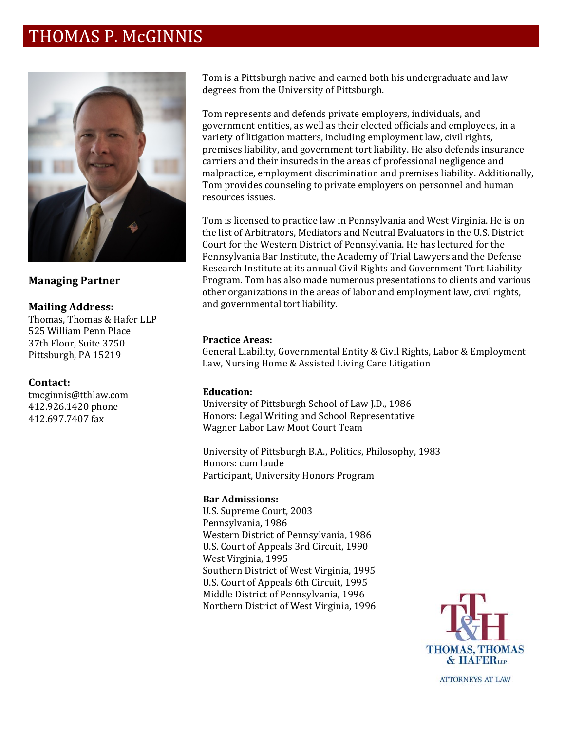# THOMAS P. McGINNIS

**Managing Partner**

**Mailing Address:**
Thomas, Thomas & Hafer LLP
525 William Penn Place
37th Floor, Suite 3750
Pittsburgh, PA 15219

**Contact:**
tmcginnis@tthlaw.com
412.926.1420 phone
412.697.7407 fax

Tom is a Pittsburgh native and earned both his undergraduate and law degrees from the University of Pittsburgh.

Tom represents and defends private employers, individuals, and government entities, as well as their elected officials and employees, in a variety of litigation matters, including employment law, civil rights, premises liability, and government tort liability. He also defends insurance carriers and their insureds in the areas of professional negligence and malpractice, employment discrimination and premises liability. Additionally, Tom provides counseling to private employers on personnel and human resources issues.

Tom is licensed to practice law in Pennsylvania and West Virginia. He is on the list of Arbitrators, Mediators and Neutral Evaluators in the U.S. District Court for the Western District of Pennsylvania. He has lectured for the Pennsylvania Bar Institute, the Academy of Trial Lawyers and the Defense Research Institute at its annual Civil Rights and Government Tort Liability Program. Tom has also made numerous presentations to clients and various other organizations in the areas of labor and employment law, civil rights, and governmental tort liability.

**Practice Areas:**
General Liability, Governmental Entity & Civil Rights, Labor & Employment Law, Nursing Home & Assisted Living Care Litigation

**Education:**
University of Pittsburgh School of Law J.D., 1986
Honors: Legal Writing and School Representative
Wagner Labor Law Moot Court Team

University of Pittsburgh B.A., Politics, Philosophy, 1983
Honors: cum laude
Participant, University Honors Program

**Bar Admissions:**
U.S. Supreme Court, 2003
Pennsylvania, 1986
Western District of Pennsylvania, 1986
U.S. Court of Appeals 3rd Circuit, 1990
West Virginia, 1995
Southern District of West Virginia, 1995
U.S. Court of Appeals 6th Circuit, 1995
Middle District of Pennsylvania, 1996
Northern District of West Virginia, 1996

THOMAS, THOMAS & HAFER LLP
ATTORNEYS AT LAW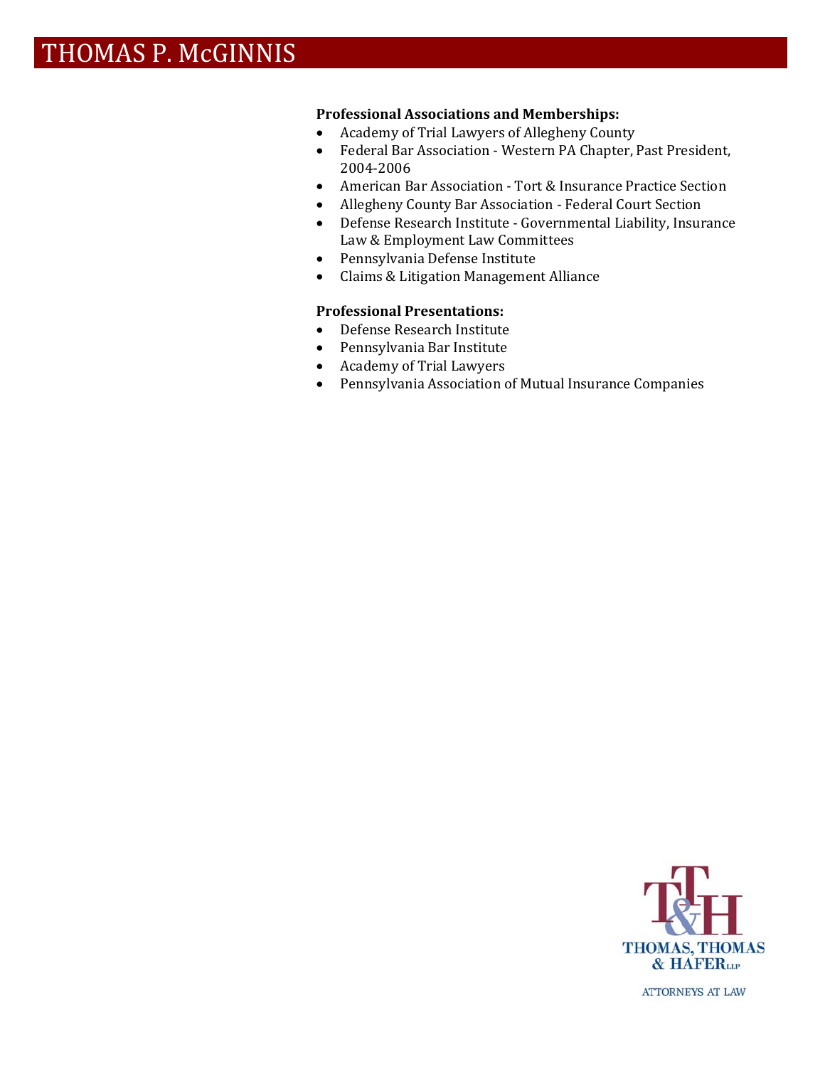# THOMAS P. McGINNIS

**Professional Associations and Memberships:**

- Academy of Trial Lawyers of Allegheny County
- Federal Bar Association - Western PA Chapter, Past President, 2004-2006
- American Bar Association - Tort & Insurance Practice Section
- Allegheny County Bar Association - Federal Court Section
- Defense Research Institute - Governmental Liability, Insurance Law & Employment Law Committees
- Pennsylvania Defense Institute
- Claims & Litigation Management Alliance

**Professional Presentations:**

- Defense Research Institute
- Pennsylvania Bar Institute
- Academy of Trial Lawyers
- Pennsylvania Association of Mutual Insurance Companies

THOMAS, THOMAS & HAFER LLP

ATTORNEYS AT LAW